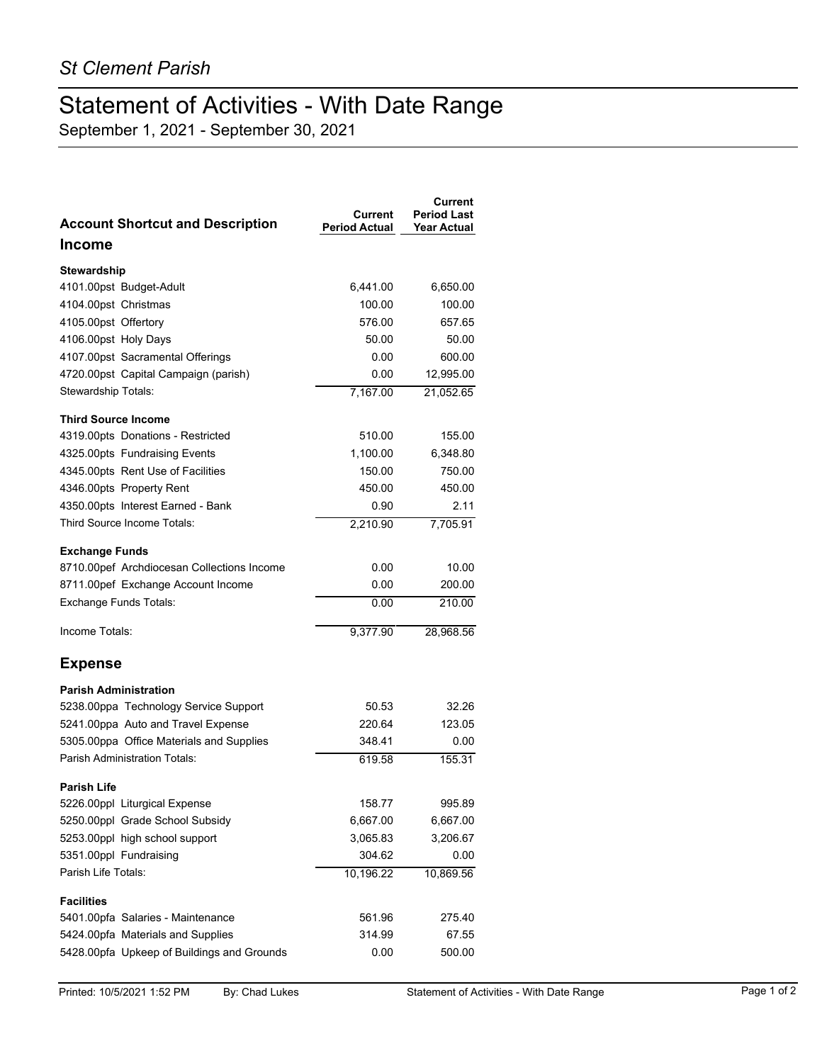*St Clement Parish*

# Statement of Activities - With Date Range

September 1, 2021 - September 30, 2021

| Account Shortcut and Description | Current Period Actual | Current Period Last Year Actual |
|---|---|---|
| **Income** | | |
| **Stewardship** | | |
| 4101.00pst Budget-Adult | 6,441.00 | 6,650.00 |
| 4104.00pst Christmas | 100.00 | 100.00 |
| 4105.00pst Offertory | 576.00 | 657.65 |
| 4106.00pst Holy Days | 50.00 | 50.00 |
| 4107.00pst Sacramental Offerings | 0.00 | 600.00 |
| 4720.00pst Capital Campaign (parish) | 0.00 | 12,995.00 |
| Stewardship Totals: | 7,167.00 | 21,052.65 |
| **Third Source Income** | | |
| 4319.00pts Donations - Restricted | 510.00 | 155.00 |
| 4325.00pts Fundraising Events | 1,100.00 | 6,348.80 |
| 4345.00pts Rent Use of Facilities | 150.00 | 750.00 |
| 4346.00pts Property Rent | 450.00 | 450.00 |
| 4350.00pts Interest Earned - Bank | 0.90 | 2.11 |
| Third Source Income Totals: | 2,210.90 | 7,705.91 |
| **Exchange Funds** | | |
| 8710.00pef Archdiocesan Collections Income | 0.00 | 10.00 |
| 8711.00pef Exchange Account Income | 0.00 | 200.00 |
| Exchange Funds Totals: | 0.00 | 210.00 |
| Income Totals: | 9,377.90 | 28,968.56 |
| **Expense** | | |
| **Parish Administration** | | |
| 5238.00ppa Technology Service Support | 50.53 | 32.26 |
| 5241.00ppa Auto and Travel Expense | 220.64 | 123.05 |
| 5305.00ppa Office Materials and Supplies | 348.41 | 0.00 |
| Parish Administration Totals: | 619.58 | 155.31 |
| **Parish Life** | | |
| 5226.00ppl Liturgical Expense | 158.77 | 995.89 |
| 5250.00ppl Grade School Subsidy | 6,667.00 | 6,667.00 |
| 5253.00ppl high school support | 3,065.83 | 3,206.67 |
| 5351.00ppl Fundraising | 304.62 | 0.00 |
| Parish Life Totals: | 10,196.22 | 10,869.56 |
| **Facilities** | | |
| 5401.00pfa Salaries - Maintenance | 561.96 | 275.40 |
| 5424.00pfa Materials and Supplies | 314.99 | 67.55 |
| 5428.00pfa Upkeep of Buildings and Grounds | 0.00 | 500.00 |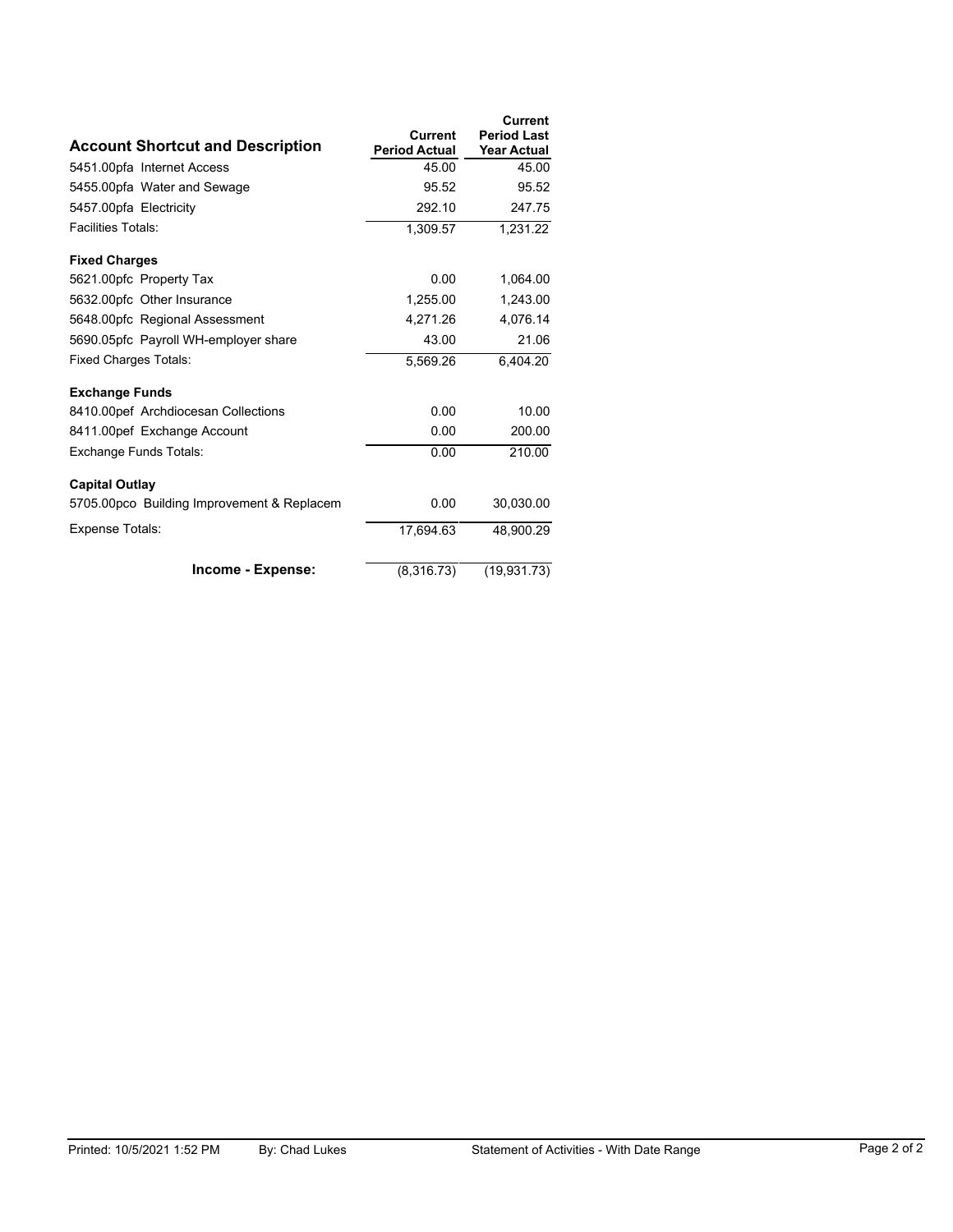| Account Shortcut and Description | Current Period Actual | Current Period Last Year Actual |
|---|---|---|
| 5451.00pfa Internet Access | 45.00 | 45.00 |
| 5455.00pfa Water and Sewage | 95.52 | 95.52 |
| 5457.00pfa Electricity | 292.10 | 247.75 |
| Facilities Totals: | 1,309.57 | 1,231.22 |
| **Fixed Charges** | | |
| 5621.00pfc Property Tax | 0.00 | 1,064.00 |
| 5632.00pfc Other Insurance | 1,255.00 | 1,243.00 |
| 5648.00pfc Regional Assessment | 4,271.26 | 4,076.14 |
| 5690.05pfc Payroll WH-employer share | 43.00 | 21.06 |
| Fixed Charges Totals: | 5,569.26 | 6,404.20 |
| **Exchange Funds** | | |
| 8410.00pef Archdiocesan Collections | 0.00 | 10.00 |
| 8411.00pef Exchange Account | 0.00 | 200.00 |
| Exchange Funds Totals: | 0.00 | 210.00 |
| **Capital Outlay** | | |
| 5705.00pco Building Improvement & Replacem | 0.00 | 30,030.00 |
| Expense Totals: | 17,694.63 | 48,900.29 |
| **Income - Expense:** | (8,316.73) | (19,931.73) |

Printed: 10/5/2021 1:52 PM By: Chad Lukes Statement of Activities - With Date Range